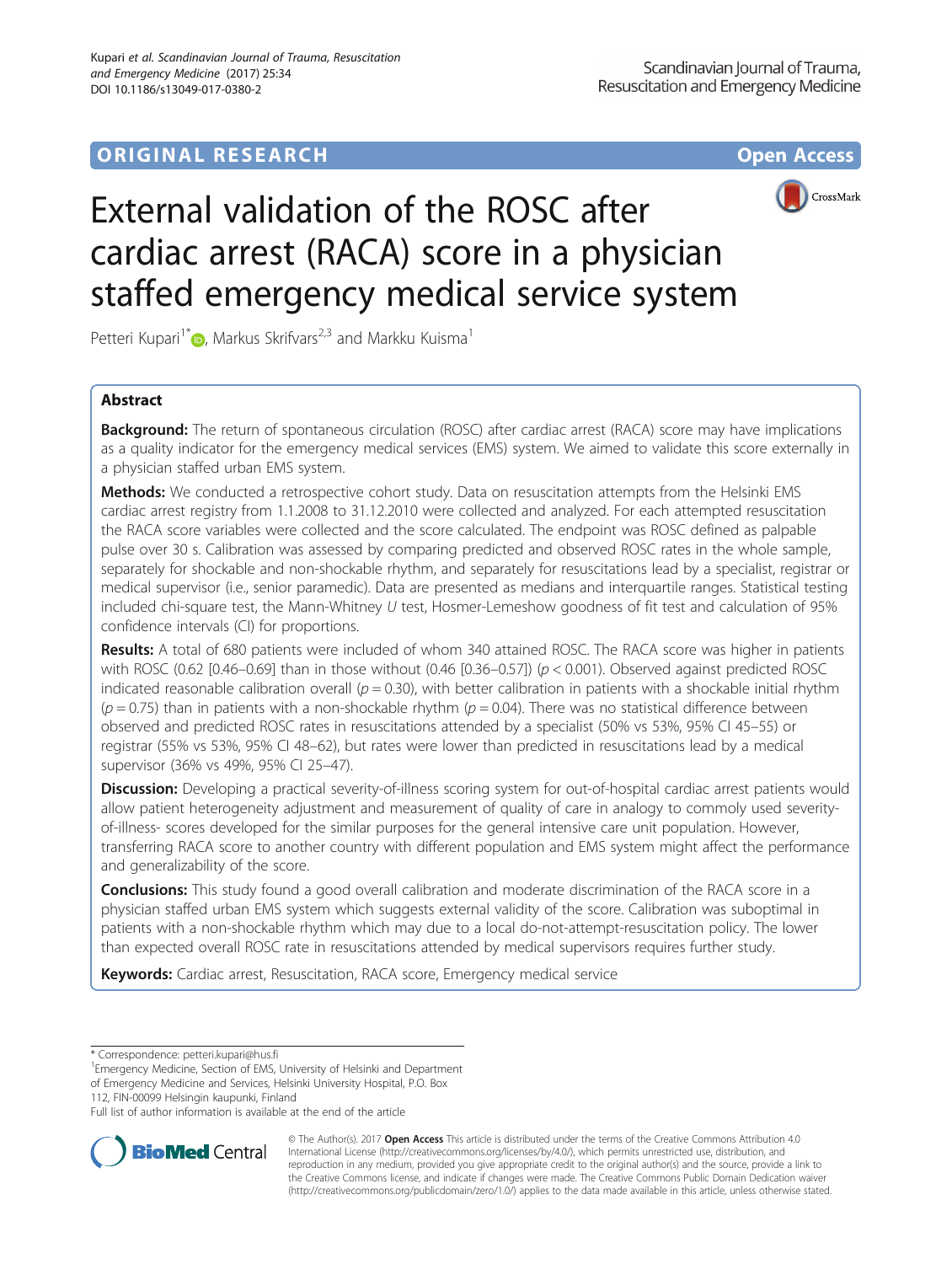ORIGINAL RESEARCH **Open Access**

# External validation of the ROSC after cardiac arrest (RACA) score in a physician staffed emergency medical service system

Petteri Kupari[1*], Markus Skrifvars[2,3] and Markku Kuisma[1]

## Abstract

**Background:** The return of spontaneous circulation (ROSC) after cardiac arrest (RACA) score may have implications as a quality indicator for the emergency medical services (EMS) system. We aimed to validate this score externally in a physician staffed urban EMS system.

**Methods:** We conducted a retrospective cohort study. Data on resuscitation attempts from the Helsinki EMS cardiac arrest registry from 1.1.2008 to 31.12.2010 were collected and analyzed. For each attempted resuscitation the RACA score variables were collected and the score calculated. The endpoint was ROSC defined as palpable pulse over 30 s. Calibration was assessed by comparing predicted and observed ROSC rates in the whole sample, separately for shockable and non-shockable rhythm, and separately for resuscitations lead by a specialist, registrar or medical supervisor (i.e., senior paramedic). Data are presented as medians and interquartile ranges. Statistical testing included chi-square test, the Mann-Whitney *U* test, Hosmer-Lemeshow goodness of fit test and calculation of 95% confidence intervals (CI) for proportions.

**Results:** A total of 680 patients were included of whom 340 attained ROSC. The RACA score was higher in patients with ROSC (0.62 [0.46–0.69] than in those without (0.46 [0.36–0.57]) ($p < 0.001$). Observed against predicted ROSC indicated reasonable calibration overall ($p = 0.30$), with better calibration in patients with a shockable initial rhythm ($p = 0.75$) than in patients with a non-shockable rhythm ($p = 0.04$). There was no statistical difference between observed and predicted ROSC rates in resuscitations attended by a specialist (50% vs 53%, 95% CI 45–55) or registrar (55% vs 53%, 95% CI 48–62), but rates were lower than predicted in resuscitations lead by a medical supervisor (36% vs 49%, 95% CI 25–47).

**Discussion:** Developing a practical severity-of-illness scoring system for out-of-hospital cardiac arrest patients would allow patient heterogeneity adjustment and measurement of quality of care in analogy to commonly used severity-of-illness- scores developed for the similar purposes for the general intensive care unit population. However, transferring RACA score to another country with different population and EMS system might affect the performance and generalizability of the score.

**Conclusions:** This study found a good overall calibration and moderate discrimination of the RACA score in a physician staffed urban EMS system which suggests external validity of the score. Calibration was suboptimal in patients with a non-shockable rhythm which may due to a local do-not-attempt-resuscitation policy. The lower than expected overall ROSC rate in resuscitations attended by medical supervisors requires further study.

**Keywords:** Cardiac arrest, Resuscitation, RACA score, Emergency medical service

\* Correspondence: petteri.kupari@hus.fi
[1]Emergency Medicine, Section of EMS, University of Helsinki and Department of Emergency Medicine and Services, Helsinki University Hospital, P.O. Box 112, FIN-00099 Helsingin kaupunki, Finland
Full list of author information is available at the end of the article

© The Author(s). 2017 **Open Access** This article is distributed under the terms of the Creative Commons Attribution 4.0 International License (http://creativecommons.org/licenses/by/4.0/), which permits unrestricted use, distribution, and reproduction in any medium, provided you give appropriate credit to the original author(s) and the source, provide a link to the Creative Commons license, and indicate if changes were made. The Creative Commons Public Domain Dedication waiver (http://creativecommons.org/publicdomain/zero/1.0/) applies to the data made available in this article, unless otherwise stated.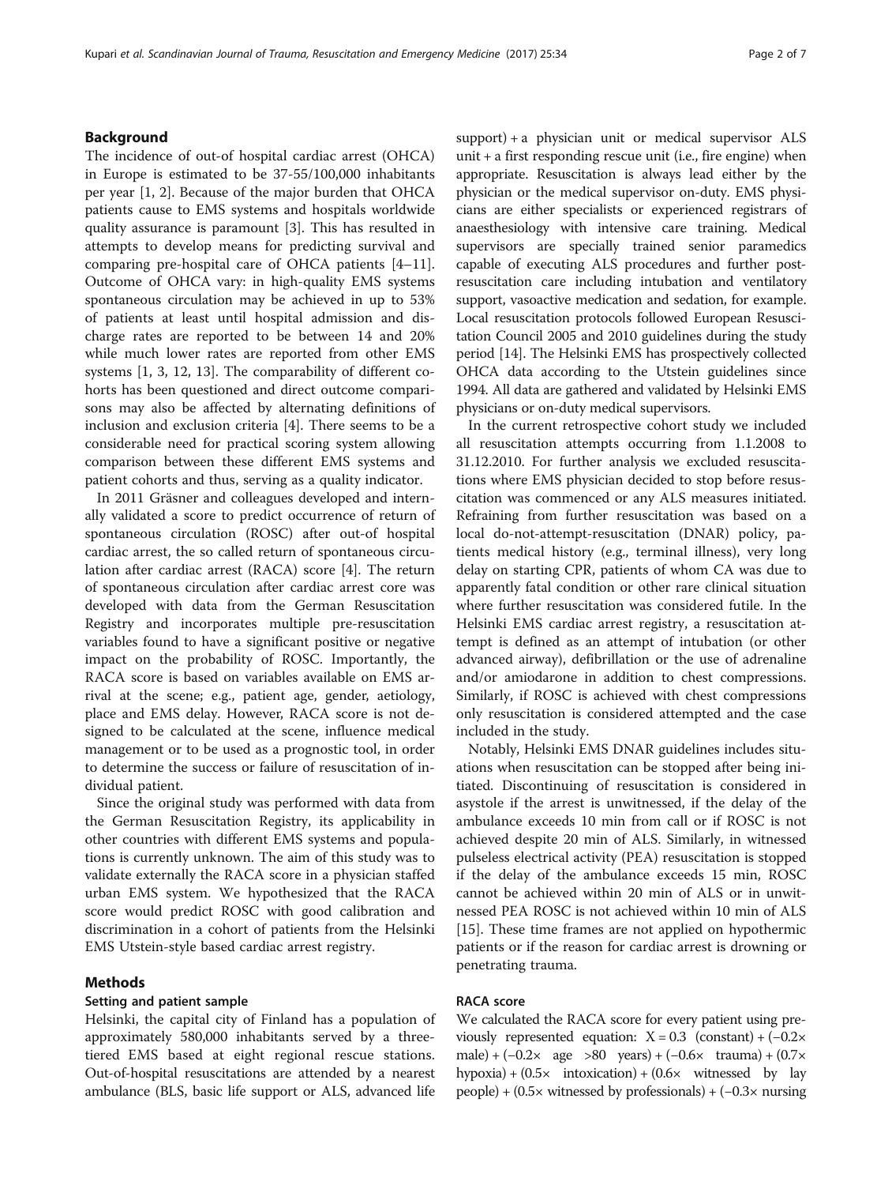## Background

The incidence of out-of hospital cardiac arrest (OHCA) in Europe is estimated to be 37-55/100,000 inhabitants per year [1, 2]. Because of the major burden that OHCA patients cause to EMS systems and hospitals worldwide quality assurance is paramount [3]. This has resulted in attempts to develop means for predicting survival and comparing pre-hospital care of OHCA patients [4–11]. Outcome of OHCA vary: in high-quality EMS systems spontaneous circulation may be achieved in up to 53% of patients at least until hospital admission and discharge rates are reported to be between 14 and 20% while much lower rates are reported from other EMS systems [1, 3, 12, 13]. The comparability of different cohorts has been questioned and direct outcome comparisons may also be affected by alternating definitions of inclusion and exclusion criteria [4]. There seems to be a considerable need for practical scoring system allowing comparison between these different EMS systems and patient cohorts and thus, serving as a quality indicator.

In 2011 Gräsner and colleagues developed and internally validated a score to predict occurrence of return of spontaneous circulation (ROSC) after out-of hospital cardiac arrest, the so called return of spontaneous circulation after cardiac arrest (RACA) score [4]. The return of spontaneous circulation after cardiac arrest core was developed with data from the German Resuscitation Registry and incorporates multiple pre-resuscitation variables found to have a significant positive or negative impact on the probability of ROSC. Importantly, the RACA score is based on variables available on EMS arrival at the scene; e.g., patient age, gender, aetiology, place and EMS delay. However, RACA score is not designed to be calculated at the scene, influence medical management or to be used as a prognostic tool, in order to determine the success or failure of resuscitation of individual patient.

Since the original study was performed with data from the German Resuscitation Registry, its applicability in other countries with different EMS systems and populations is currently unknown. The aim of this study was to validate externally the RACA score in a physician staffed urban EMS system. We hypothesized that the RACA score would predict ROSC with good calibration and discrimination in a cohort of patients from the Helsinki EMS Utstein-style based cardiac arrest registry.

## Methods

### Setting and patient sample

Helsinki, the capital city of Finland has a population of approximately 580,000 inhabitants served by a three-tiered EMS based at eight regional rescue stations. Out-of-hospital resuscitations are attended by a nearest ambulance (BLS, basic life support or ALS, advanced life support) + a physician unit or medical supervisor ALS unit + a first responding rescue unit (i.e., fire engine) when appropriate. Resuscitation is always lead either by the physician or the medical supervisor on-duty. EMS physicians are either specialists or experienced registrars of anaesthesiology with intensive care training. Medical supervisors are specially trained senior paramedics capable of executing ALS procedures and further post-resuscitation care including intubation and ventilatory support, vasoactive medication and sedation, for example. Local resuscitation protocols followed European Resuscitation Council 2005 and 2010 guidelines during the study period [14]. The Helsinki EMS has prospectively collected OHCA data according to the Utstein guidelines since 1994. All data are gathered and validated by Helsinki EMS physicians or on-duty medical supervisors.

In the current retrospective cohort study we included all resuscitation attempts occurring from 1.1.2008 to 31.12.2010. For further analysis we excluded resuscitations where EMS physician decided to stop before resuscitation was commenced or any ALS measures initiated. Refraining from further resuscitation was based on a local do-not-attempt-resuscitation (DNAR) policy, patients medical history (e.g., terminal illness), very long delay on starting CPR, patients of whom CA was due to apparently fatal condition or other rare clinical situation where further resuscitation was considered futile. In the Helsinki EMS cardiac arrest registry, a resuscitation attempt is defined as an attempt of intubation (or other advanced airway), defibrillation or the use of adrenaline and/or amiodarone in addition to chest compressions. Similarly, if ROSC is achieved with chest compressions only resuscitation is considered attempted and the case included in the study.

Notably, Helsinki EMS DNAR guidelines includes situations when resuscitation can be stopped after being initiated. Discontinuing of resuscitation is considered in asystole if the arrest is unwitnessed, if the delay of the ambulance exceeds 10 min from call or if ROSC is not achieved despite 20 min of ALS. Similarly, in witnessed pulseless electrical activity (PEA) resuscitation is stopped if the delay of the ambulance exceeds 15 min, ROSC cannot be achieved within 20 min of ALS or in unwitnessed PEA ROSC is not achieved within 10 min of ALS [15]. These time frames are not applied on hypothermic patients or if the reason for cardiac arrest is drowning or penetrating trauma.

### RACA score

We calculated the RACA score for every patient using previously represented equation: X = 0.3 (constant) + (−0.2× male) + (−0.2× age >80 years) + (−0.6× trauma) + (0.7× hypoxia) + (0.5× intoxication) + (0.6× witnessed by lay people) + (0.5× witnessed by professionals) + (−0.3× nursing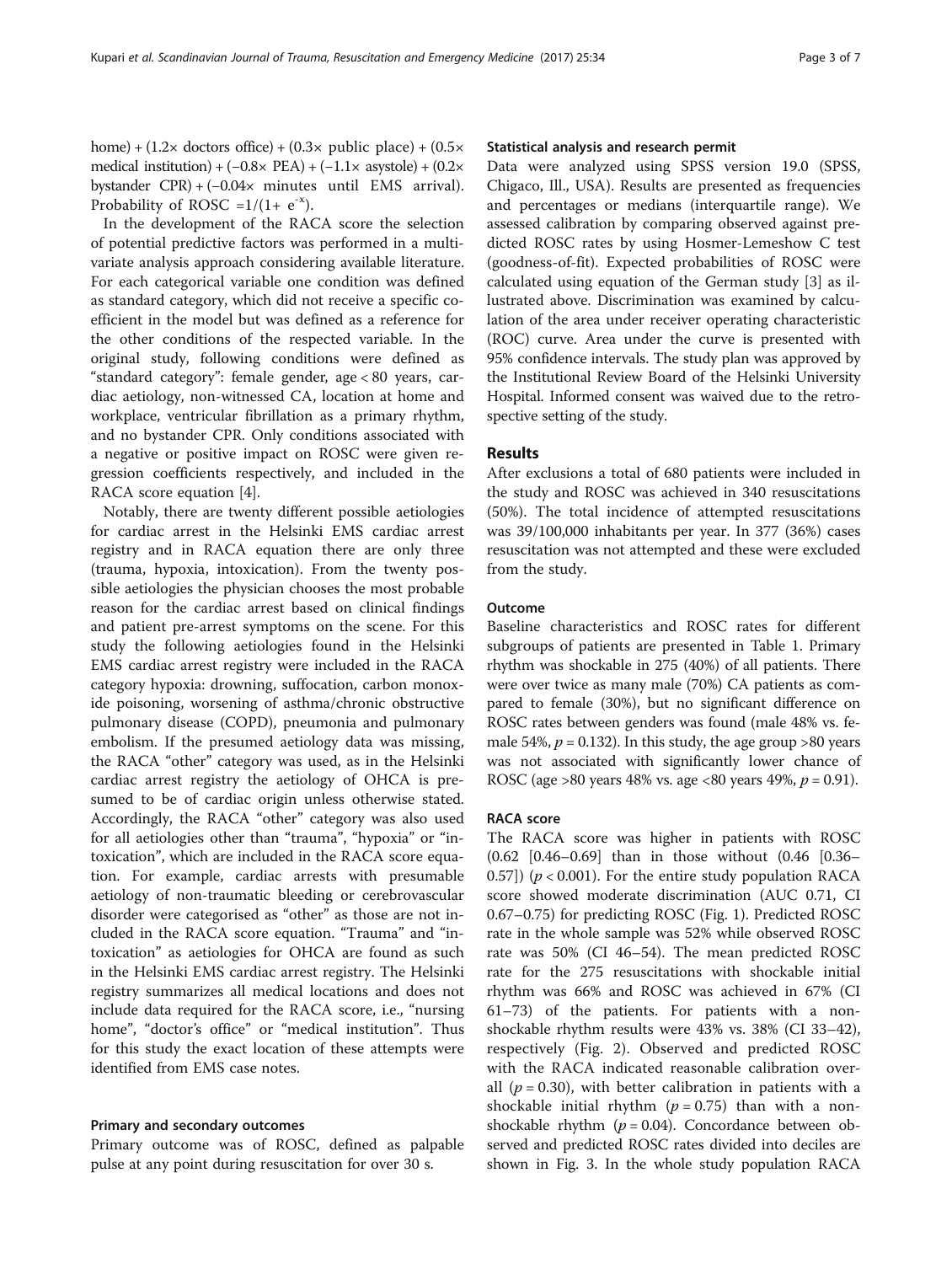home) + (1.2× doctors office) + (0.3× public place) + (0.5× medical institution) + (−0.8× PEA) + (−1.1× asystole) + (0.2× bystander CPR) + (−0.04× minutes until EMS arrival). Probability of ROSC $=1/(1+ e^{-x})$.

In the development of the RACA score the selection of potential predictive factors was performed in a multivariate analysis approach considering available literature. For each categorical variable one condition was defined as standard category, which did not receive a specific coefficient in the model but was defined as a reference for the other conditions of the respected variable. In the original study, following conditions were defined as "standard category": female gender, age < 80 years, cardiac aetiology, non-witnessed CA, location at home and workplace, ventricular fibrillation as a primary rhythm, and no bystander CPR. Only conditions associated with a negative or positive impact on ROSC were given regression coefficients respectively, and included in the RACA score equation [4].

Notably, there are twenty different possible aetiologies for cardiac arrest in the Helsinki EMS cardiac arrest registry and in RACA equation there are only three (trauma, hypoxia, intoxication). From the twenty possible aetiologies the physician chooses the most probable reason for the cardiac arrest based on clinical findings and patient pre-arrest symptoms on the scene. For this study the following aetiologies found in the Helsinki EMS cardiac arrest registry were included in the RACA category hypoxia: drowning, suffocation, carbon monoxide poisoning, worsening of asthma/chronic obstructive pulmonary disease (COPD), pneumonia and pulmonary embolism. If the presumed aetiology data was missing, the RACA "other" category was used, as in the Helsinki cardiac arrest registry the aetiology of OHCA is presumed to be of cardiac origin unless otherwise stated. Accordingly, the RACA "other" category was also used for all aetiologies other than "trauma", "hypoxia" or "intoxication", which are included in the RACA score equation. For example, cardiac arrests with presumable aetiology of non-traumatic bleeding or cerebrovascular disorder were categorised as "other" as those are not included in the RACA score equation. "Trauma" and "intoxication" as aetiologies for OHCA are found as such in the Helsinki EMS cardiac arrest registry. The Helsinki registry summarizes all medical locations and does not include data required for the RACA score, i.e., "nursing home", "doctor's office" or "medical institution". Thus for this study the exact location of these attempts were identified from EMS case notes.

#### Primary and secondary outcomes

Primary outcome was of ROSC, defined as palpable pulse at any point during resuscitation for over 30 s.

#### Statistical analysis and research permit

Data were analyzed using SPSS version 19.0 (SPSS, Chigaco, Ill., USA). Results are presented as frequencies and percentages or medians (interquartile range). We assessed calibration by comparing observed against predicted ROSC rates by using Hosmer-Lemeshow C test (goodness-of-fit). Expected probabilities of ROSC were calculated using equation of the German study [3] as illustrated above. Discrimination was examined by calculation of the area under receiver operating characteristic (ROC) curve. Area under the curve is presented with 95% confidence intervals. The study plan was approved by the Institutional Review Board of the Helsinki University Hospital. Informed consent was waived due to the retrospective setting of the study.

## Results

After exclusions a total of 680 patients were included in the study and ROSC was achieved in 340 resuscitations (50%). The total incidence of attempted resuscitations was 39/100,000 inhabitants per year. In 377 (36%) cases resuscitation was not attempted and these were excluded from the study.

#### Outcome

Baseline characteristics and ROSC rates for different subgroups of patients are presented in Table 1. Primary rhythm was shockable in 275 (40%) of all patients. There were over twice as many male (70%) CA patients as compared to female (30%), but no significant difference on ROSC rates between genders was found (male 48% vs. female 54%, $p = 0.132$). In this study, the age group >80 years was not associated with significantly lower chance of ROSC (age >80 years 48% vs. age <80 years 49%, $p = 0.91$).

#### RACA score

The RACA score was higher in patients with ROSC (0.62 [0.46–0.69] than in those without (0.46 [0.36–0.57]) ($p < 0.001$). For the entire study population RACA score showed moderate discrimination (AUC 0.71, CI 0.67–0.75) for predicting ROSC (Fig. 1). Predicted ROSC rate in the whole sample was 52% while observed ROSC rate was 50% (CI 46–54). The mean predicted ROSC rate for the 275 resuscitations with shockable initial rhythm was 66% and ROSC was achieved in 67% (CI 61–73) of the patients. For patients with a non-shockable rhythm results were 43% vs. 38% (CI 33–42), respectively (Fig. 2). Observed and predicted ROSC with the RACA indicated reasonable calibration overall ($p = 0.30$), with better calibration in patients with a shockable initial rhythm ($p = 0.75$) than with a non-shockable rhythm ($p = 0.04$). Concordance between observed and predicted ROSC rates divided into deciles are shown in Fig. 3. In the whole study population RACA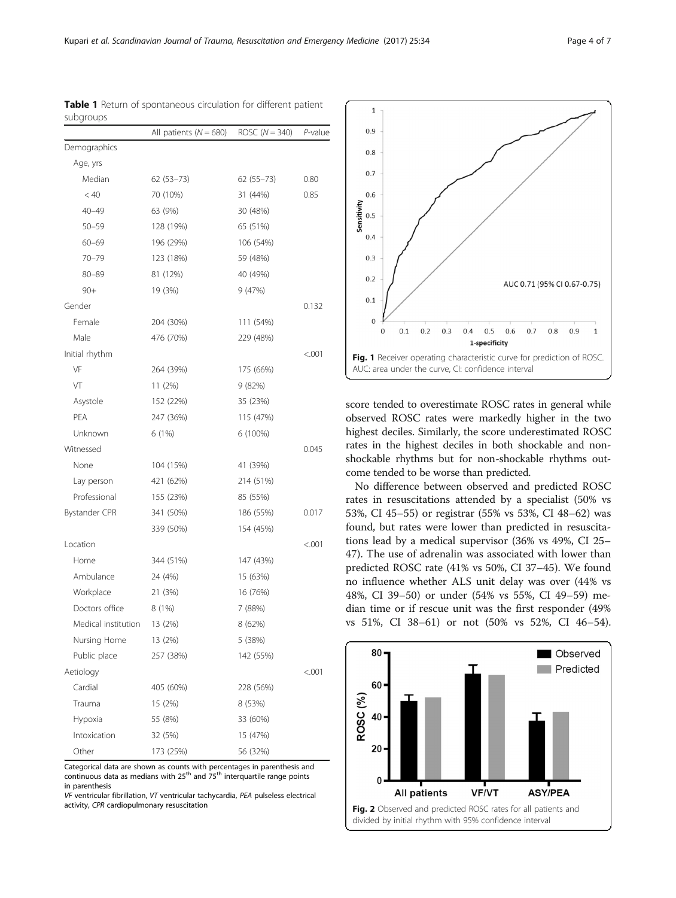**Table 1** Return of spontaneous circulation for different patient subgroups

| | All patients (*N* = 680) | ROSC (*N* = 340) | *P*-value |
|---|---|---|---|
| Demographics | | | |
| Age, yrs | | | |
| Median | 62 (53–73) | 62 (55–73) | 0.80 |
| < 40 | 70 (10%) | 31 (44%) | 0.85 |
| 40–49 | 63 (9%) | 30 (48%) | |
| 50–59 | 128 (19%) | 65 (51%) | |
| 60–69 | 196 (29%) | 106 (54%) | |
| 70–79 | 123 (18%) | 59 (48%) | |
| 80–89 | 81 (12%) | 40 (49%) | |
| 90+ | 19 (3%) | 9 (47%) | |
| Gender | | | 0.132 |
| Female | 204 (30%) | 111 (54%) | |
| Male | 476 (70%) | 229 (48%) | |
| Initial rhythm | | | <.001 |
| VF | 264 (39%) | 175 (66%) | |
| VT | 11 (2%) | 9 (82%) | |
| Asystole | 152 (22%) | 35 (23%) | |
| PEA | 247 (36%) | 115 (47%) | |
| Unknown | 6 (1%) | 6 (100%) | |
| Witnessed | | | 0.045 |
| None | 104 (15%) | 41 (39%) | |
| Lay person | 421 (62%) | 214 (51%) | |
| Professional | 155 (23%) | 85 (55%) | |
| Bystander CPR | 341 (50%) | 186 (55%) | 0.017 |
| | 339 (50%) | 154 (45%) | |
| Location | | | <.001 |
| Home | 344 (51%) | 147 (43%) | |
| Ambulance | 24 (4%) | 15 (63%) | |
| Workplace | 21 (3%) | 16 (76%) | |
| Doctors office | 8 (1%) | 7 (88%) | |
| Medical institution | 13 (2%) | 8 (62%) | |
| Nursing Home | 13 (2%) | 5 (38%) | |
| Public place | 257 (38%) | 142 (55%) | |
| Aetiology | | | <.001 |
| Cardial | 405 (60%) | 228 (56%) | |
| Trauma | 15 (2%) | 8 (53%) | |
| Hypoxia | 55 (8%) | 33 (60%) | |
| Intoxication | 32 (5%) | 15 (47%) | |
| Other | 173 (25%) | 56 (32%) | |

Categorical data are shown as counts with percentages in parenthesis and continuous data as medians with 25th and 75th interquartile range points in parenthesis

*VF* ventricular fibrillation, *VT* ventricular tachycardia, *PEA* pulseless electrical activity, *CPR* cardiopulmonary resuscitation

**Fig. 1** Receiver operating characteristic curve for prediction of ROSC. AUC: area under the curve, CI: confidence interval

score tended to overestimate ROSC rates in general while observed ROSC rates were markedly higher in the two highest deciles. Similarly, the score underestimated ROSC rates in the highest deciles in both shockable and non-shockable rhythms but for non-shockable rhythms outcome tended to be worse than predicted.

No difference between observed and predicted ROSC rates in resuscitations attended by a specialist (50% vs 53%, CI 45–55) or registrar (55% vs 53%, CI 48–62) was found, but rates were lower than predicted in resuscitations lead by a medical supervisor (36% vs 49%, CI 25–47). The use of adrenalin was associated with lower than predicted ROSC rate (41% vs 50%, CI 37–45). We found no influence whether ALS unit delay was over (44% vs 48%, CI 39–50) or under (54% vs 55%, CI 49–59) median time or if rescue unit was the first responder (49% vs 51%, CI 38–61) or not (50% vs 52%, CI 46–54).

**Fig. 2** Observed and predicted ROSC rates for all patients and divided by initial rhythm with 95% confidence interval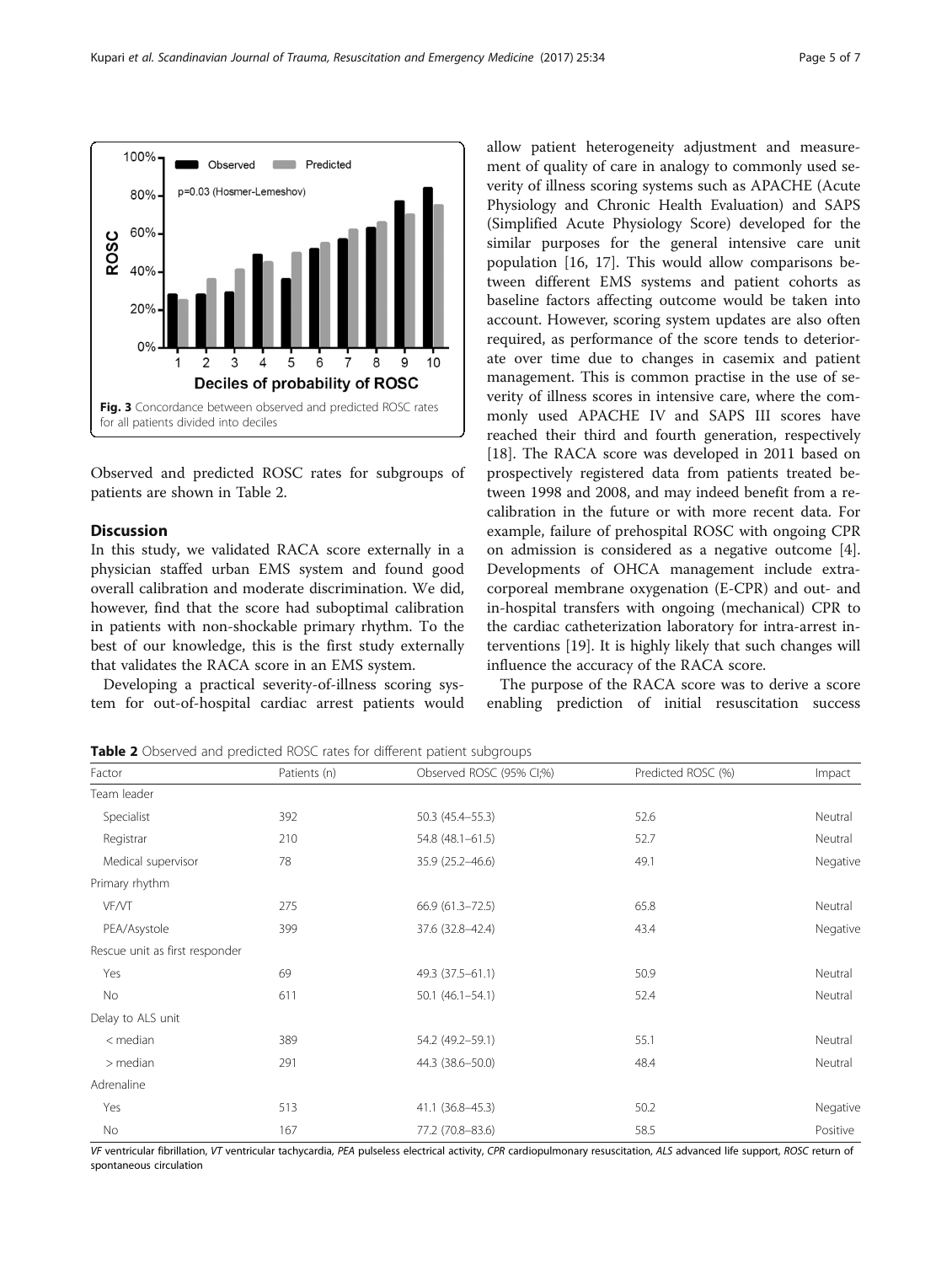Fig. 3 Concordance between observed and predicted ROSC rates for all patients divided into deciles

Observed and predicted ROSC rates for subgroups of patients are shown in Table 2.

## Discussion

In this study, we validated RACA score externally in a physician staffed urban EMS system and found good overall calibration and moderate discrimination. We did, however, find that the score had suboptimal calibration in patients with non-shockable primary rhythm. To the best of our knowledge, this is the first study externally that validates the RACA score in an EMS system.

Developing a practical severity-of-illness scoring system for out-of-hospital cardiac arrest patients would allow patient heterogeneity adjustment and measurement of quality of care in analogy to commonly used severity of illness scoring systems such as APACHE (Acute Physiology and Chronic Health Evaluation) and SAPS (Simplified Acute Physiology Score) developed for the similar purposes for the general intensive care unit population [16, 17]. This would allow comparisons between different EMS systems and patient cohorts as baseline factors affecting outcome would be taken into account. However, scoring system updates are also often required, as performance of the score tends to deteriorate over time due to changes in casemix and patient management. This is common practise in the use of severity of illness scores in intensive care, where the commonly used APACHE IV and SAPS III scores have reached their third and fourth generation, respectively [18]. The RACA score was developed in 2011 based on prospectively registered data from patients treated between 1998 and 2008, and may indeed benefit from a recalibration in the future or with more recent data. For example, failure of prehospital ROSC with ongoing CPR on admission is considered as a negative outcome [4]. Developments of OHCA management include extracorporeal membrane oxygenation (E-CPR) and out- and in-hospital transfers with ongoing (mechanical) CPR to the cardiac catheterization laboratory for intra-arrest interventions [19]. It is highly likely that such changes will influence the accuracy of the RACA score.

The purpose of the RACA score was to derive a score enabling prediction of initial resuscitation success

**Table 2** Observed and predicted ROSC rates for different patient subgroups

| Factor | Patients (n) | Observed ROSC (95% CI;%) | Predicted ROSC (%) | Impact |
|---|---|---|---|---|
| Team leader | | | | |
| Specialist | 392 | 50.3 (45.4–55.3) | 52.6 | Neutral |
| Registrar | 210 | 54.8 (48.1–61.5) | 52.7 | Neutral |
| Medical supervisor | 78 | 35.9 (25.2–46.6) | 49.1 | Negative |
| Primary rhythm | | | | |
| VF/VT | 275 | 66.9 (61.3–72.5) | 65.8 | Neutral |
| PEA/Asystole | 399 | 37.6 (32.8–42.4) | 43.4 | Negative |
| Rescue unit as first responder | | | | |
| Yes | 69 | 49.3 (37.5–61.1) | 50.9 | Neutral |
| No | 611 | 50.1 (46.1–54.1) | 52.4 | Neutral |
| Delay to ALS unit | | | | |
| < median | 389 | 54.2 (49.2–59.1) | 55.1 | Neutral |
| > median | 291 | 44.3 (38.6–50.0) | 48.4 | Neutral |
| Adrenaline | | | | |
| Yes | 513 | 41.1 (36.8–45.3) | 50.2 | Negative |
| No | 167 | 77.2 (70.8–83.6) | 58.5 | Positive |

*VF* ventricular fibrillation, *VT* ventricular tachycardia, *PEA* pulseless electrical activity, *CPR* cardiopulmonary resuscitation, *ALS* advanced life support, *ROSC* return of spontaneous circulation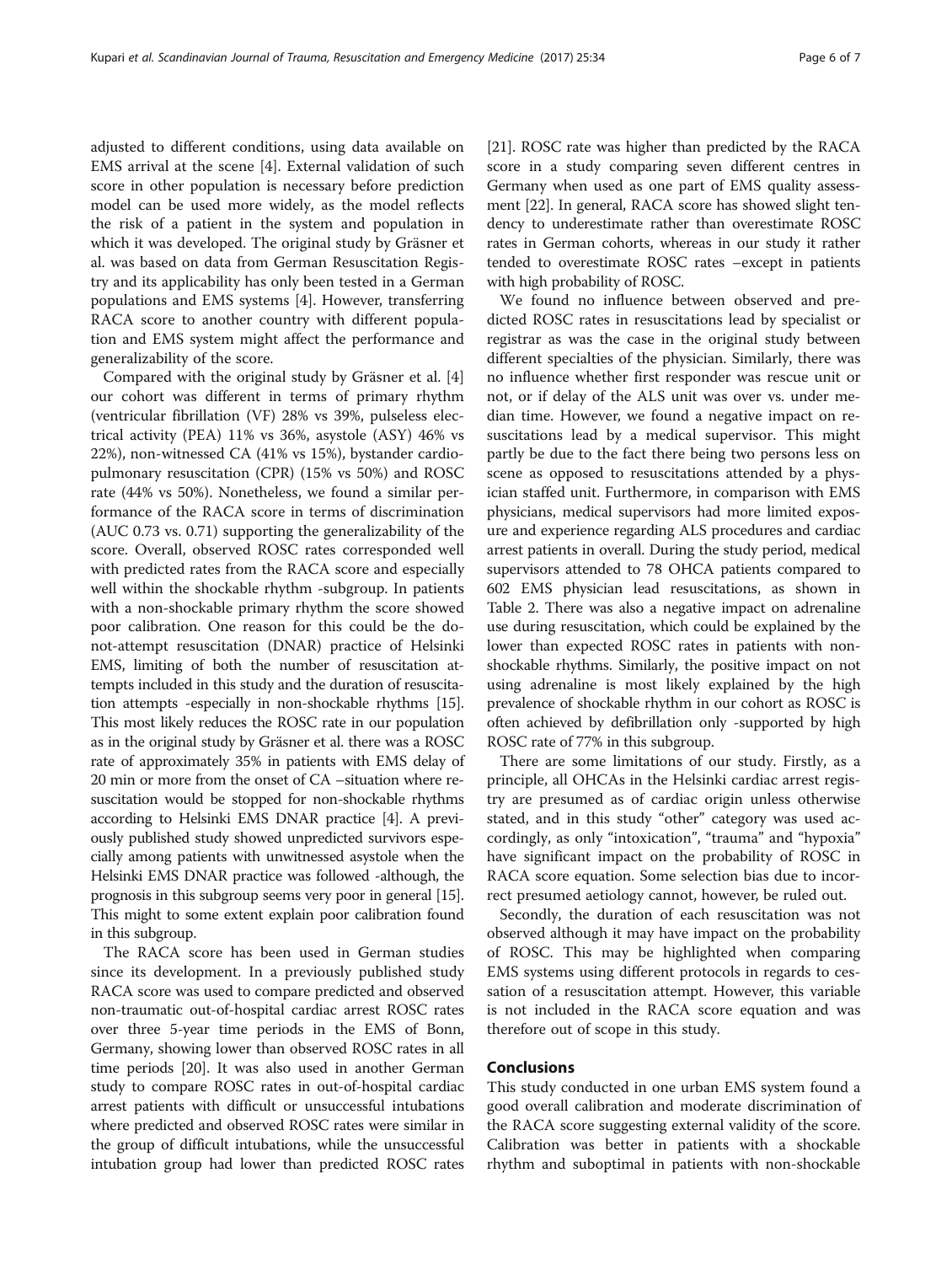adjusted to different conditions, using data available on EMS arrival at the scene [4]. External validation of such score in other population is necessary before prediction model can be used more widely, as the model reflects the risk of a patient in the system and population in which it was developed. The original study by Gräsner et al. was based on data from German Resuscitation Registry and its applicability has only been tested in a German populations and EMS systems [4]. However, transferring RACA score to another country with different population and EMS system might affect the performance and generalizability of the score.

Compared with the original study by Gräsner et al. [4] our cohort was different in terms of primary rhythm (ventricular fibrillation (VF) 28% vs 39%, pulseless electrical activity (PEA) 11% vs 36%, asystole (ASY) 46% vs 22%), non-witnessed CA (41% vs 15%), bystander cardiopulmonary resuscitation (CPR) (15% vs 50%) and ROSC rate (44% vs 50%). Nonetheless, we found a similar performance of the RACA score in terms of discrimination (AUC 0.73 vs. 0.71) supporting the generalizability of the score. Overall, observed ROSC rates corresponded well with predicted rates from the RACA score and especially well within the shockable rhythm -subgroup. In patients with a non-shockable primary rhythm the score showed poor calibration. One reason for this could be the do-not-attempt resuscitation (DNAR) practice of Helsinki EMS, limiting of both the number of resuscitation attempts included in this study and the duration of resuscitation attempts -especially in non-shockable rhythms [15]. This most likely reduces the ROSC rate in our population as in the original study by Gräsner et al. there was a ROSC rate of approximately 35% in patients with EMS delay of 20 min or more from the onset of CA –situation where resuscitation would be stopped for non-shockable rhythms according to Helsinki EMS DNAR practice [4]. A previously published study showed unpredicted survivors especially among patients with unwitnessed asystole when the Helsinki EMS DNAR practice was followed -although, the prognosis in this subgroup seems very poor in general [15]. This might to some extent explain poor calibration found in this subgroup.

The RACA score has been used in German studies since its development. In a previously published study RACA score was used to compare predicted and observed non-traumatic out-of-hospital cardiac arrest ROSC rates over three 5-year time periods in the EMS of Bonn, Germany, showing lower than observed ROSC rates in all time periods [20]. It was also used in another German study to compare ROSC rates in out-of-hospital cardiac arrest patients with difficult or unsuccessful intubations where predicted and observed ROSC rates were similar in the group of difficult intubations, while the unsuccessful intubation group had lower than predicted ROSC rates [21]. ROSC rate was higher than predicted by the RACA score in a study comparing seven different centres in Germany when used as one part of EMS quality assessment [22]. In general, RACA score has showed slight tendency to underestimate rather than overestimate ROSC rates in German cohorts, whereas in our study it rather tended to overestimate ROSC rates –except in patients with high probability of ROSC.

We found no influence between observed and predicted ROSC rates in resuscitations lead by specialist or registrar as was the case in the original study between different specialties of the physician. Similarly, there was no influence whether first responder was rescue unit or not, or if delay of the ALS unit was over vs. under median time. However, we found a negative impact on resuscitations lead by a medical supervisor. This might partly be due to the fact there being two persons less on scene as opposed to resuscitations attended by a physician staffed unit. Furthermore, in comparison with EMS physicians, medical supervisors had more limited exposure and experience regarding ALS procedures and cardiac arrest patients in overall. During the study period, medical supervisors attended to 78 OHCA patients compared to 602 EMS physician lead resuscitations, as shown in Table 2. There was also a negative impact on adrenaline use during resuscitation, which could be explained by the lower than expected ROSC rates in patients with non-shockable rhythms. Similarly, the positive impact on not using adrenaline is most likely explained by the high prevalence of shockable rhythm in our cohort as ROSC is often achieved by defibrillation only -supported by high ROSC rate of 77% in this subgroup.

There are some limitations of our study. Firstly, as a principle, all OHCAs in the Helsinki cardiac arrest registry are presumed as of cardiac origin unless otherwise stated, and in this study "other" category was used accordingly, as only "intoxication", "trauma" and "hypoxia" have significant impact on the probability of ROSC in RACA score equation. Some selection bias due to incorrect presumed aetiology cannot, however, be ruled out.

Secondly, the duration of each resuscitation was not observed although it may have impact on the probability of ROSC. This may be highlighted when comparing EMS systems using different protocols in regards to cessation of a resuscitation attempt. However, this variable is not included in the RACA score equation and was therefore out of scope in this study.

## Conclusions

This study conducted in one urban EMS system found a good overall calibration and moderate discrimination of the RACA score suggesting external validity of the score. Calibration was better in patients with a shockable rhythm and suboptimal in patients with non-shockable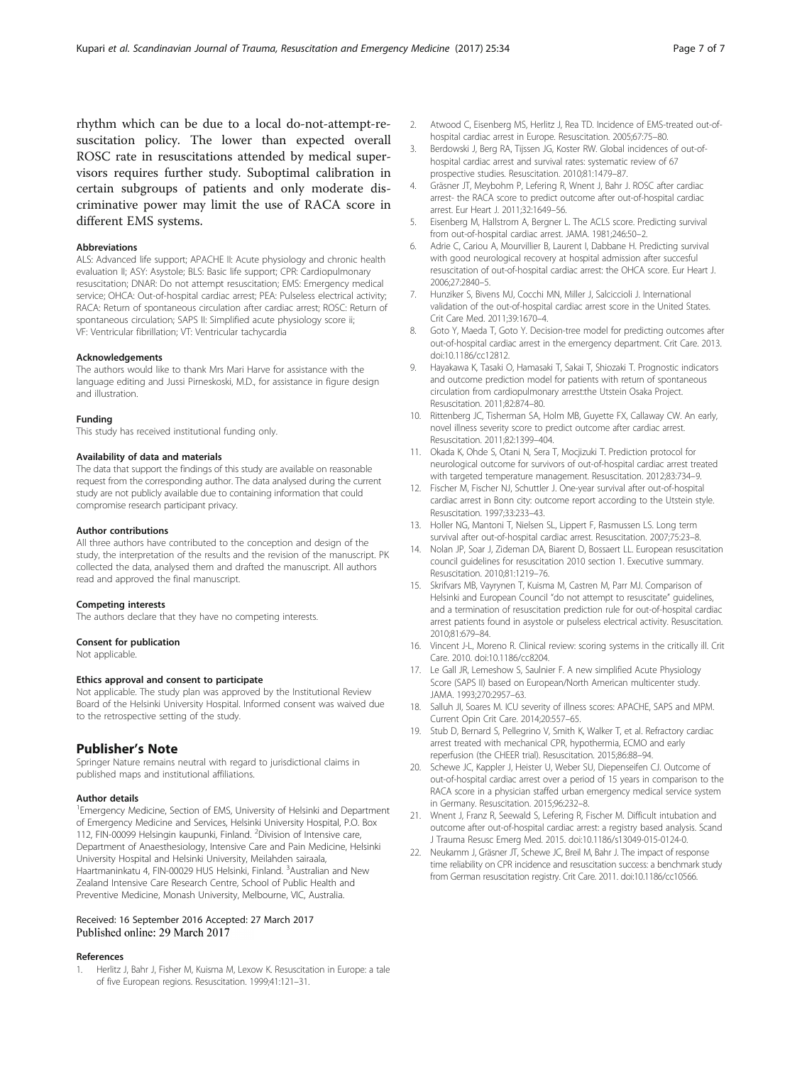rhythm which can be due to a local do-not-attempt-resuscitation policy. The lower than expected overall ROSC rate in resuscitations attended by medical supervisors requires further study. Suboptimal calibration in certain subgroups of patients and only moderate discriminative power may limit the use of RACA score in different EMS systems.

#### Abbreviations

ALS: Advanced life support; APACHE II: Acute physiology and chronic health evaluation II; ASY: Asystole; BLS: Basic life support; CPR: Cardiopulmonary resuscitation; DNAR: Do not attempt resuscitation; EMS: Emergency medical service; OHCA: Out-of-hospital cardiac arrest; PEA: Pulseless electrical activity; RACA: Return of spontaneous circulation after cardiac arrest; ROSC: Return of spontaneous circulation; SAPS II: Simplified acute physiology score ii; VF: Ventricular fibrillation; VT: Ventricular tachycardia

#### Acknowledgements

The authors would like to thank Mrs Mari Harve for assistance with the language editing and Jussi Pirneskoski, M.D., for assistance in figure design and illustration.

#### Funding

This study has received institutional funding only.

#### Availability of data and materials

The data that support the findings of this study are available on reasonable request from the corresponding author. The data analysed during the current study are not publicly available due to containing information that could compromise research participant privacy.

#### Author contributions

All three authors have contributed to the conception and design of the study, the interpretation of the results and the revision of the manuscript. PK collected the data, analysed them and drafted the manuscript. All authors read and approved the final manuscript.

#### Competing interests

The authors declare that they have no competing interests.

#### Consent for publication

Not applicable.

#### Ethics approval and consent to participate

Not applicable. The study plan was approved by the Institutional Review Board of the Helsinki University Hospital. Informed consent was waived due to the retrospective setting of the study.

## Publisher's Note

Springer Nature remains neutral with regard to jurisdictional claims in published maps and institutional affiliations.

#### Author details

[1]Emergency Medicine, Section of EMS, University of Helsinki and Department of Emergency Medicine and Services, Helsinki University Hospital, P.O. Box 112, FIN-00099 Helsingin kaupunki, Finland. [2]Division of Intensive care, Department of Anaesthesiology, Intensive Care and Pain Medicine, Helsinki University Hospital and Helsinki University, Meilahden sairaala, Haartmaninkatu 4, FIN-00029 HUS Helsinki, Finland. [3]Australian and New Zealand Intensive Care Research Centre, School of Public Health and Preventive Medicine, Monash University, Melbourne, VIC, Australia.

Received: 16 September 2016 Accepted: 27 March 2017
Published online: 29 March 2017

#### References

1. Herlitz J, Bahr J, Fisher M, Kuisma M, Lexow K. Resuscitation in Europe: a tale of five European regions. Resuscitation. 1999;41:121–31.
2. Atwood C, Eisenberg MS, Herlitz J, Rea TD. Incidence of EMS-treated out-of-hospital cardiac arrest in Europe. Resuscitation. 2005;67:75–80.
3. Berdowski J, Berg RA, Tijssen JG, Koster RW. Global incidences of out-of-hospital cardiac arrest and survival rates: systematic review of 67 prospective studies. Resuscitation. 2010;81:1479–87.
4. Gräsner JT, Meybohm P, Lefering R, Wnent J, Bahr J. ROSC after cardiac arrest- the RACA score to predict outcome after out-of-hospital cardiac arrest. Eur Heart J. 2011;32:1649–56.
5. Eisenberg M, Hallstrom A, Bergner L. The ACLS score. Predicting survival from out-of-hospital cardiac arrest. JAMA. 1981;246:50–2.
6. Adrie C, Cariou A, Mourvillier B, Laurent I, Dabbane H. Predicting survival with good neurological recovery at hospital admission after succesful resuscitation of out-of-hospital cardiac arrest: the OHCA score. Eur Heart J. 2006;27:2840–5.
7. Hunziker S, Bivens MJ, Cocchi MN, Miller J, Salciccioli J. International validation of the out-of-hospital cardiac arrest score in the United States. Crit Care Med. 2011;39:1670–4.
8. Goto Y, Maeda T, Goto Y. Decision-tree model for predicting outcomes after out-of-hospital cardiac arrest in the emergency department. Crit Care. 2013. doi:10.1186/cc12812.
9. Hayakawa K, Tasaki O, Hamasaki T, Sakai T, Shiozaki T. Prognostic indicators and outcome prediction model for patients with return of spontaneous circulation from cardiopulmonary arrest:the Utstein Osaka Project. Resuscitation. 2011;82:874–80.
10. Rittenberg JC, Tisherman SA, Holm MB, Guyette FX, Callaway CW. An early, novel illness severity score to predict outcome after cardiac arrest. Resuscitation. 2011;82:1399–404.
11. Okada K, Ohde S, Otani N, Sera T, Mocjizuki T. Prediction protocol for neurological outcome for survivors of out-of-hospital cardiac arrest treated with targeted temperature management. Resuscitation. 2012;83:734–9.
12. Fischer M, Fischer NJ, Schuttler J. One-year survival after out-of-hospital cardiac arrest in Bonn city: outcome report according to the Utstein style. Resuscitation. 1997;33:233–43.
13. Holler NG, Mantoni T, Nielsen SL, Lippert F, Rasmussen LS. Long term survival after out-of-hospital cardiac arrest. Resuscitation. 2007;75:23–8.
14. Nolan JP, Soar J, Zideman DA, Biarent D, Bossaert LL. European resuscitation council guidelines for resuscitation 2010 section 1. Executive summary. Resuscitation. 2010;81:1219–76.
15. Skrifvars MB, Vayrynen T, Kuisma M, Castren M, Parr MJ. Comparison of Helsinki and European Council "do not attempt to resuscitate" guidelines, and a termination of resuscitation prediction rule for out-of-hospital cardiac arrest patients found in asystole or pulseless electrical activity. Resuscitation. 2010;81:679–84.
16. Vincent J-L, Moreno R. Clinical review: scoring systems in the critically ill. Crit Care. 2010. doi:10.1186/cc8204.
17. Le Gall JR, Lemeshow S, Saulnier F. A new simplified Acute Physiology Score (SAPS II) based on European/North American multicenter study. JAMA. 1993;270:2957–63.
18. Salluh JI, Soares M. ICU severity of illness scores: APACHE, SAPS and MPM. Current Opin Crit Care. 2014;20:557–65.
19. Stub D, Bernard S, Pellegrino V, Smith K, Walker T, et al. Refractory cardiac arrest treated with mechanical CPR, hypothermia, ECMO and early reperfusion (the CHEER trial). Resuscitation. 2015;86:88–94.
20. Schewe JC, Kappler J, Heister U, Weber SU, Diepenseifen CJ. Outcome of out-of-hospital cardiac arrest over a period of 15 years in comparison to the RACA score in a physician staffed urban emergency medical service system in Germany. Resuscitation. 2015;96:232–8.
21. Wnent J, Franz R, Seewald S, Lefering R, Fischer M. Difficult intubation and outcome after out-of-hospital cardiac arrest: a registry based analysis. Scand J Trauma Resusc Emerg Med. 2015. doi:10.1186/s13049-015-0124-0.
22. Neukamm J, Gräsner JT, Schewe JC, Breil M, Bahr J. The impact of response time reliability on CPR incidence and resuscitation success: a benchmark study from German resuscitation registry. Crit Care. 2011. doi:10.1186/cc10566.